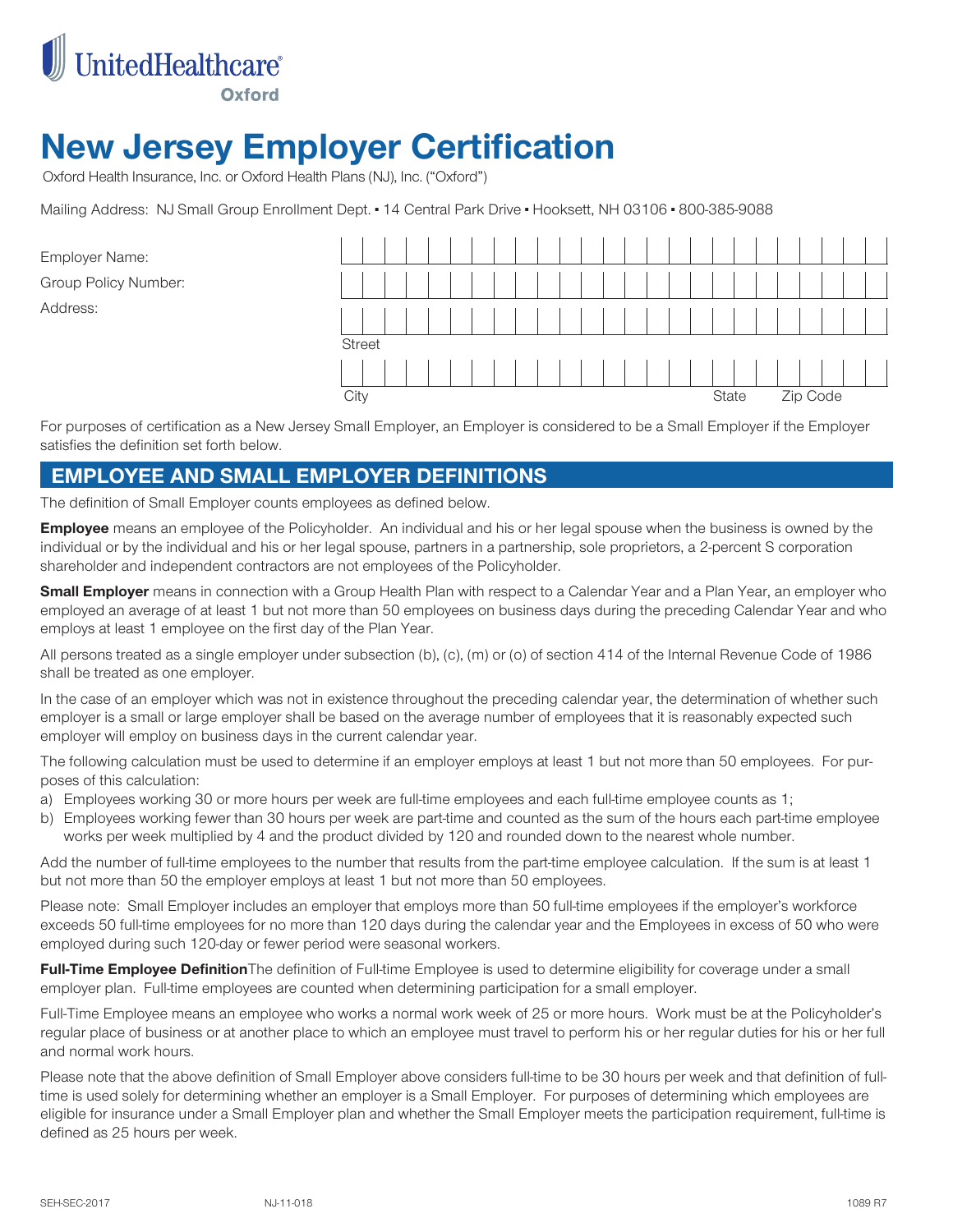UnitedHealthcare
Oxford

# New Jersey Employer Certification

Oxford Health Insurance, Inc. or Oxford Health Plans (NJ), Inc. ("Oxford")

Mailing Address: NJ Small Group Enrollment Dept. ▪ 14 Central Park Drive ▪ Hooksett, NH 03106 ▪ 800-385-9088

Employer Name:

Group Policy Number:

Address:

Street

City State Zip Code

For purposes of certification as a New Jersey Small Employer, an Employer is considered to be a Small Employer if the Employer satisfies the definition set forth below.

## EMPLOYEE AND SMALL EMPLOYER DEFINITIONS

The definition of Small Employer counts employees as defined below.

**Employee** means an employee of the Policyholder. An individual and his or her legal spouse when the business is owned by the individual or by the individual and his or her legal spouse, partners in a partnership, sole proprietors, a 2-percent S corporation shareholder and independent contractors are not employees of the Policyholder.

**Small Employer** means in connection with a Group Health Plan with respect to a Calendar Year and a Plan Year, an employer who employed an average of at least 1 but not more than 50 employees on business days during the preceding Calendar Year and who employs at least 1 employee on the first day of the Plan Year.

All persons treated as a single employer under subsection (b), (c), (m) or (o) of section 414 of the Internal Revenue Code of 1986 shall be treated as one employer.

In the case of an employer which was not in existence throughout the preceding calendar year, the determination of whether such employer is a small or large employer shall be based on the average number of employees that it is reasonably expected such employer will employ on business days in the current calendar year.

The following calculation must be used to determine if an employer employs at least 1 but not more than 50 employees. For purposes of this calculation:

a) Employees working 30 or more hours per week are full-time employees and each full-time employee counts as 1;
b) Employees working fewer than 30 hours per week are part-time and counted as the sum of the hours each part-time employee works per week multiplied by 4 and the product divided by 120 and rounded down to the nearest whole number.

Add the number of full-time employees to the number that results from the part-time employee calculation. If the sum is at least 1 but not more than 50 the employer employs at least 1 but not more than 50 employees.

Please note: Small Employer includes an employer that employs more than 50 full-time employees if the employer's workforce exceeds 50 full-time employees for no more than 120 days during the calendar year and the Employees in excess of 50 who were employed during such 120-day or fewer period were seasonal workers.

**Full-Time Employee Definition** The definition of Full-time Employee is used to determine eligibility for coverage under a small employer plan. Full-time employees are counted when determining participation for a small employer.

Full-Time Employee means an employee who works a normal work week of 25 or more hours. Work must be at the Policyholder's regular place of business or at another place to which an employee must travel to perform his or her regular duties for his or her full and normal work hours.

Please note that the above definition of Small Employer above considers full-time to be 30 hours per week and that definition of full-time is used solely for determining whether an employer is a Small Employer. For purposes of determining which employees are eligible for insurance under a Small Employer plan and whether the Small Employer meets the participation requirement, full-time is defined as 25 hours per week.

SEH-SEC-2017 NJ-11-018 1089 R7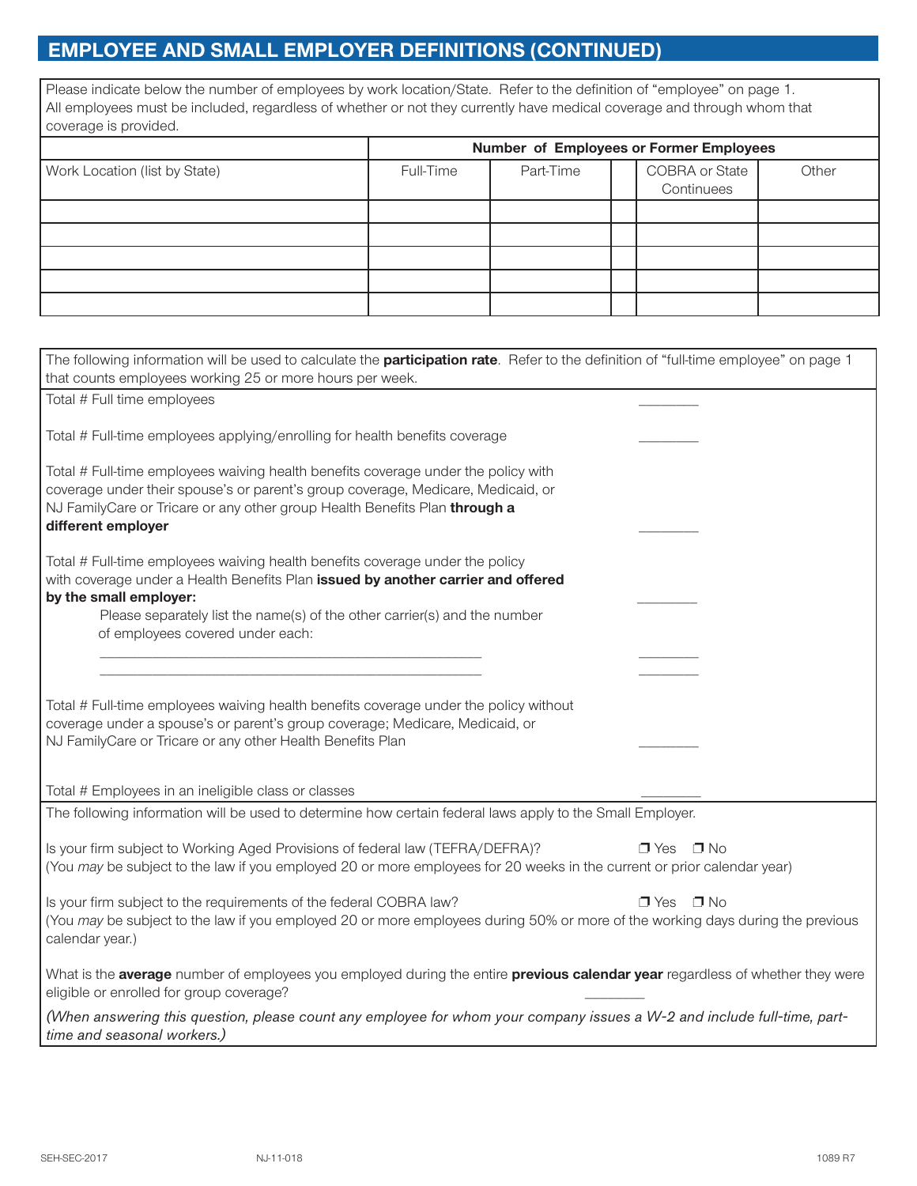## EMPLOYEE AND SMALL EMPLOYER DEFINITIONS (CONTINUED)

Please indicate below the number of employees by work location/State. Refer to the definition of "employee" on page 1. All employees must be included, regardless of whether or not they currently have medical coverage and through whom that coverage is provided.

| | Number of Employees or Former Employees | | | | |
|---|---|---|---|---|---|
| Work Location (list by State) | Full-Time | Part-Time | | COBRA or State Continuees | Other |
| | | | | | |
| | | | | | |
| | | | | | |
| | | | | | |
| | | | | | |

The following information will be used to calculate the **participation rate**. Refer to the definition of "full-time employee" on page 1 that counts employees working 25 or more hours per week.

Total # Full time employees ________

Total # Full-time employees applying/enrolling for health benefits coverage ________

Total # Full-time employees waiving health benefits coverage under the policy with coverage under their spouse's or parent's group coverage, Medicare, Medicaid, or NJ FamilyCare or Tricare or any other group Health Benefits Plan **through a different employer** ________

Total # Full-time employees waiving health benefits coverage under the policy with coverage under a Health Benefits Plan **issued by another carrier and offered by the small employer:** ________

Please separately list the name(s) of the other carrier(s) and the number of employees covered under each:

______________________________________________ ________

______________________________________________ ________

Total # Full-time employees waiving health benefits coverage under the policy without coverage under a spouse's or parent's group coverage; Medicare, Medicaid, or NJ FamilyCare or Tricare or any other Health Benefits Plan ________

Total # Employees in an ineligible class or classes ________

The following information will be used to determine how certain federal laws apply to the Small Employer.

Is your firm subject to Working Aged Provisions of federal law (TEFRA/DEFRA)? ❒ Yes ❒ No
(You *may* be subject to the law if you employed 20 or more employees for 20 weeks in the current or prior calendar year)

Is your firm subject to the requirements of the federal COBRA law? ❒ Yes ❒ No
(You *may* be subject to the law if you employed 20 or more employees during 50% or more of the working days during the previous calendar year.)

What is the **average** number of employees you employed during the entire **previous calendar year** regardless of whether they were eligible or enrolled for group coverage? ________

*(When answering this question, please count any employee for whom your company issues a W-2 and include full-time, part-time and seasonal workers.)*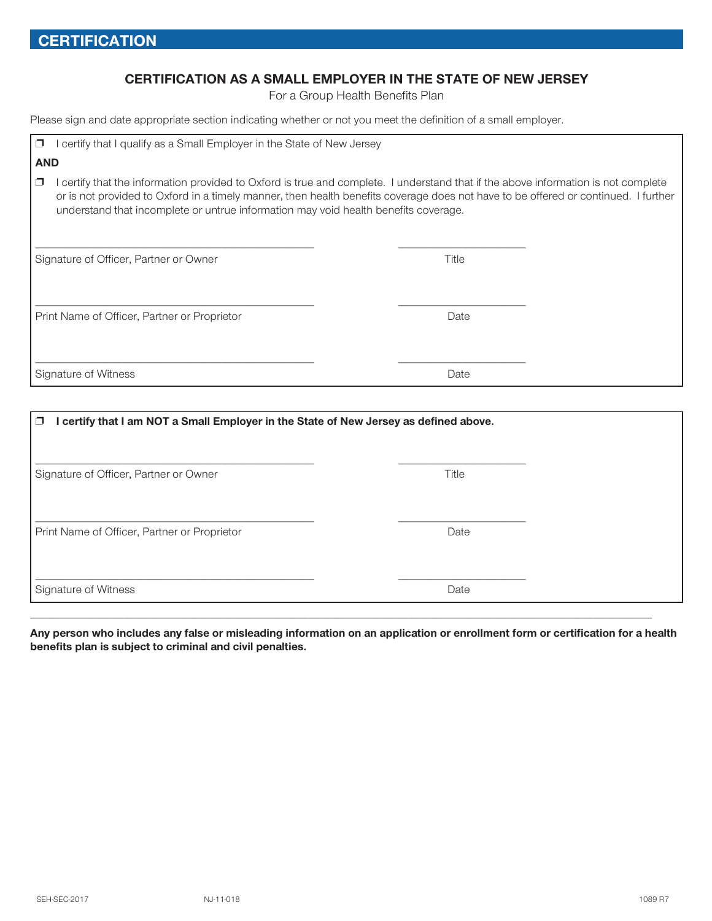## CERTIFICATION

### CERTIFICATION AS A SMALL EMPLOYER IN THE STATE OF NEW JERSEY

For a Group Health Benefits Plan

Please sign and date appropriate section indicating whether or not you meet the definition of a small employer.

❒ I certify that I qualify as a Small Employer in the State of New Jersey

**AND**

❒ I certify that the information provided to Oxford is true and complete. I understand that if the above information is not complete or is not provided to Oxford in a timely manner, then health benefits coverage does not have to be offered or continued. I further understand that incomplete or untrue information may void health benefits coverage.

_______________________________________ _______________________

Signature of Officer, Partner or Owner | Title

_______________________________________ _______________________

Print Name of Officer, Partner or Proprietor | Date

_______________________________________ _______________________

Signature of Witness | Date

---

❒ **I certify that I am NOT a Small Employer in the State of New Jersey as defined above.**

_______________________________________ _______________________

Signature of Officer, Partner or Owner | Title

_______________________________________ _______________________

Print Name of Officer, Partner or Proprietor | Date

_______________________________________ _______________________

Signature of Witness | Date

---

**Any person who includes any false or misleading information on an application or enrollment form or certification for a health benefits plan is subject to criminal and civil penalties.**

SEH-SEC-2017 NJ-11-018 1089 R7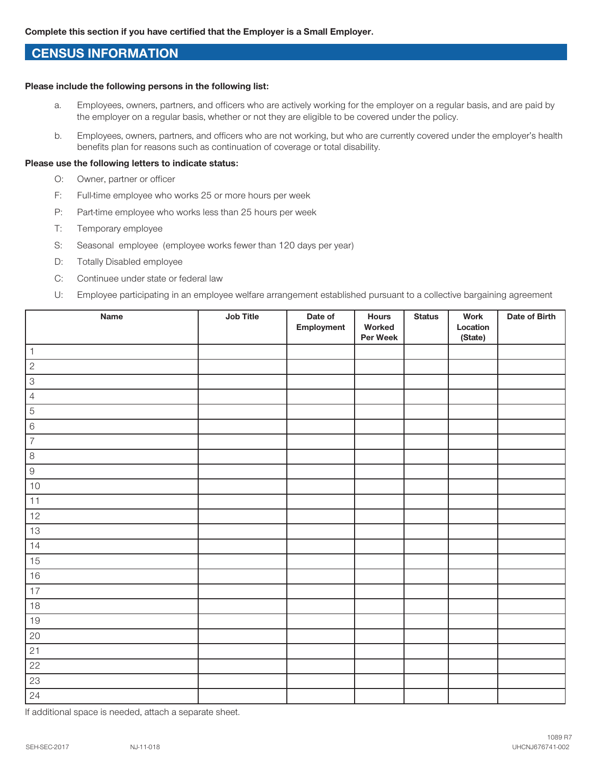**Complete this section if you have certified that the Employer is a Small Employer.**

## CENSUS INFORMATION

**Please include the following persons in the following list:**

a. Employees, owners, partners, and officers who are actively working for the employer on a regular basis, and are paid by the employer on a regular basis, whether or not they are eligible to be covered under the policy.

b. Employees, owners, partners, and officers who are not working, but who are currently covered under the employer's health benefits plan for reasons such as continuation of coverage or total disability.

**Please use the following letters to indicate status:**

- O: Owner, partner or officer
- F: Full-time employee who works 25 or more hours per week
- P: Part-time employee who works less than 25 hours per week
- T: Temporary employee
- S: Seasonal employee (employee works fewer than 120 days per year)
- D: Totally Disabled employee
- C: Continuee under state or federal law
- U: Employee participating in an employee welfare arrangement established pursuant to a collective bargaining agreement

| Name | Job Title | Date of Employment | Hours Worked Per Week | Status | Work Location (State) | Date of Birth |
|---|---|---|---|---|---|---|
| 1 | | | | | | |
| 2 | | | | | | |
| 3 | | | | | | |
| 4 | | | | | | |
| 5 | | | | | | |
| 6 | | | | | | |
| 7 | | | | | | |
| 8 | | | | | | |
| 9 | | | | | | |
| 10 | | | | | | |
| 11 | | | | | | |
| 12 | | | | | | |
| 13 | | | | | | |
| 14 | | | | | | |
| 15 | | | | | | |
| 16 | | | | | | |
| 17 | | | | | | |
| 18 | | | | | | |
| 19 | | | | | | |
| 20 | | | | | | |
| 21 | | | | | | |
| 22 | | | | | | |
| 23 | | | | | | |
| 24 | | | | | | |

If additional space is needed, attach a separate sheet.

SEH-SEC-2017 NJ-11-018 1089 R7 UHCNJ676741-002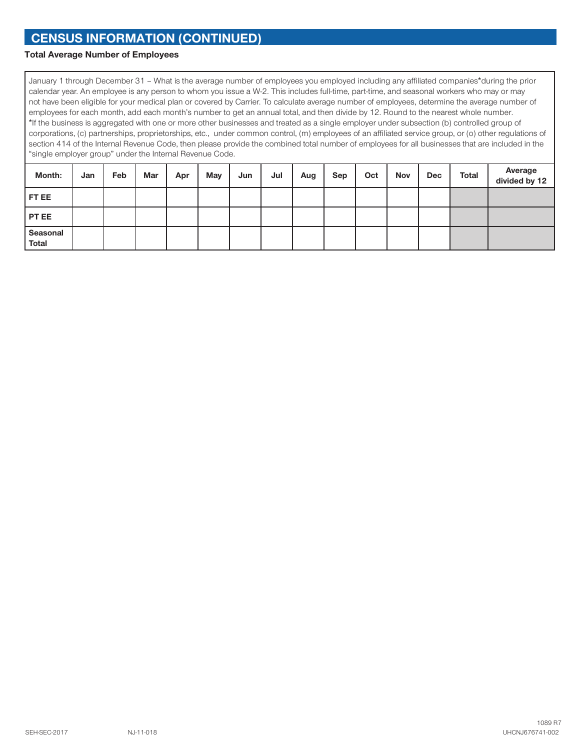## CENSUS INFORMATION (CONTINUED)

**Total Average Number of Employees**

January 1 through December 31 – What is the average number of employees you employed including any affiliated companies*during the prior calendar year. An employee is any person to whom you issue a W-2. This includes full-time, part-time, and seasonal workers who may or may not have been eligible for your medical plan or covered by Carrier. To calculate average number of employees, determine the average number of employees for each month, add each month's number to get an annual total, and then divide by 12. Round to the nearest whole number.
*If the business is aggregated with one or more other businesses and treated as a single employer under subsection (b) controlled group of corporations, (c) partnerships, proprietorships, etc., under common control, (m) employees of an affiliated service group, or (o) other regulations of section 414 of the Internal Revenue Code, then please provide the combined total number of employees for all businesses that are included in the "single employer group" under the Internal Revenue Code.

| Month: | Jan | Feb | Mar | Apr | May | Jun | Jul | Aug | Sep | Oct | Nov | Dec | Total | Average divided by 12 |
|---|---|---|---|---|---|---|---|---|---|---|---|---|---|---|
| FT EE | | | | | | | | | | | | | | |
| PT EE | | | | | | | | | | | | | | |
| Seasonal Total | | | | | | | | | | | | | | |

SEH-SEC-2017 NJ-11-018 1089 R7 UHCNJ676741-002